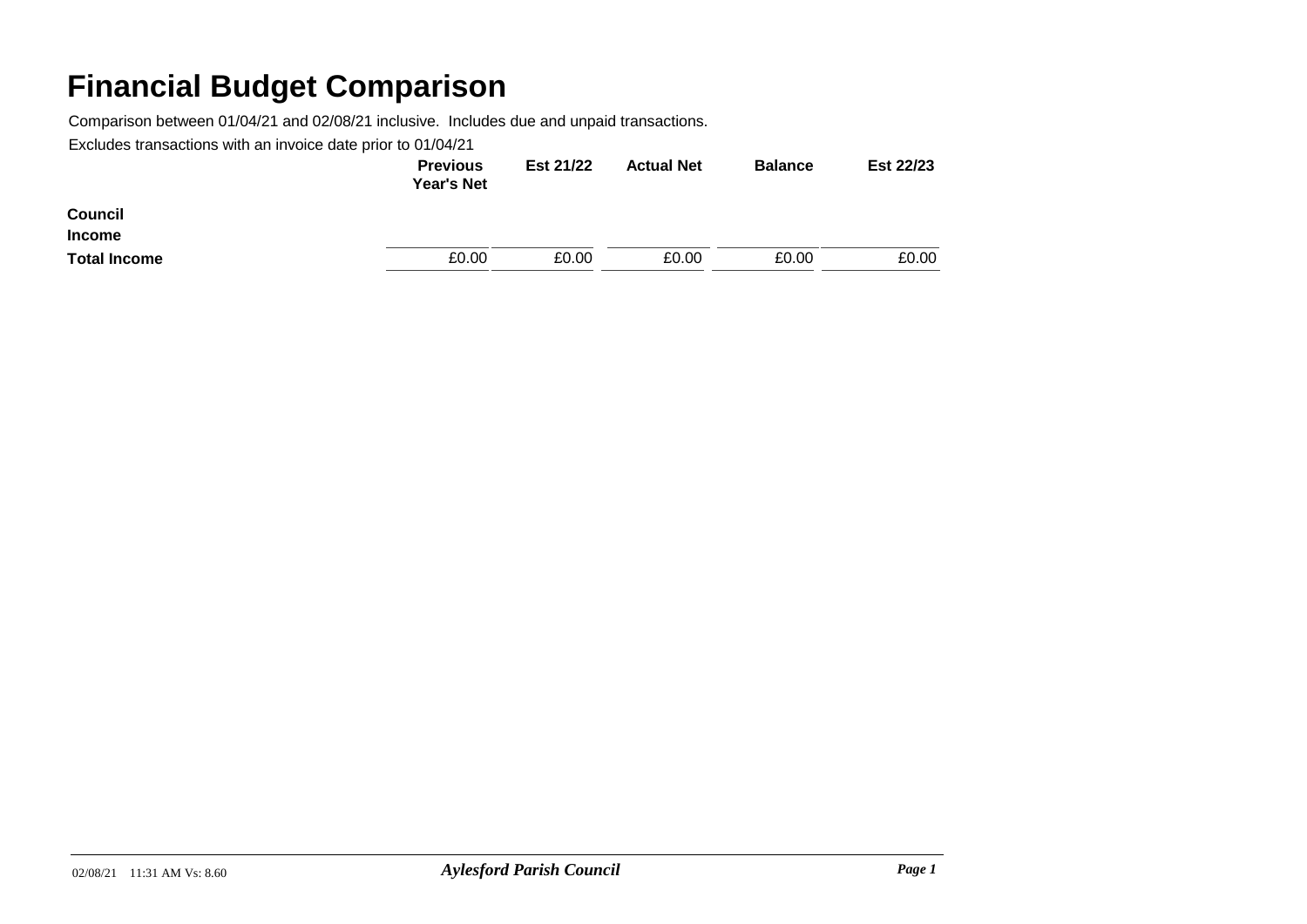# Financial Budget Comparison

Comparison between 01/04/21 and 02/08/21 inclusive. Includes due and unpaid transactions.

Excludes transactions with an invoice date prior to 01/04/21

| | Previous Year's Net | Est 21/22 | Actual Net | Balance | Est 22/23 |
|---|---|---|---|---|---|
| **Council** | | | | | |
| **Income** | | | | | |
| **Total Income** | £0.00 | £0.00 | £0.00 | £0.00 | £0.00 |

02/08/21 11:31 AM Vs: 8.60

***Aylesford Parish Council***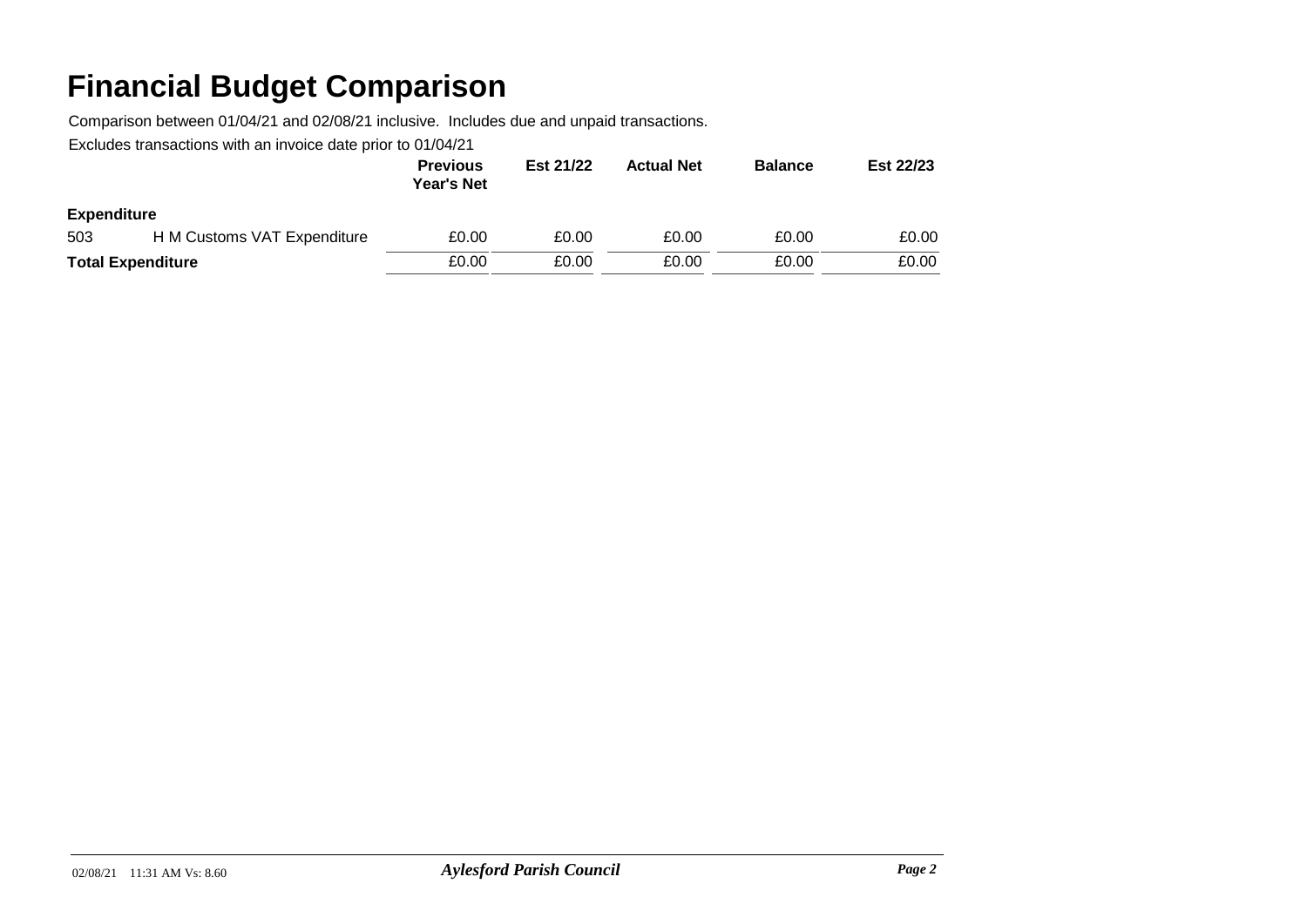# Financial Budget Comparison

Comparison between 01/04/21 and 02/08/21 inclusive. Includes due and unpaid transactions.

Excludes transactions with an invoice date prior to 01/04/21

| | | Previous Year's Net | Est 21/22 | Actual Net | Balance | Est 22/23 |
|---|---|---|---|---|---|---|
| **Expenditure** | | | | | | |
| 503 | H M Customs VAT Expenditure | £0.00 | £0.00 | £0.00 | £0.00 | £0.00 |
| **Total Expenditure** | | £0.00 | £0.00 | £0.00 | £0.00 | £0.00 |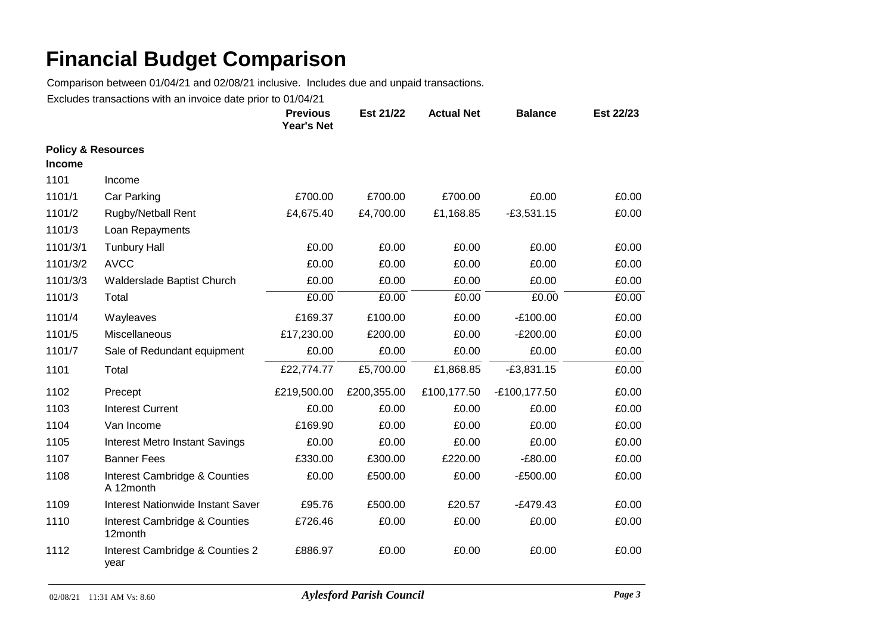# Financial Budget Comparison

Comparison between 01/04/21 and 02/08/21 inclusive. Includes due and unpaid transactions.

Excludes transactions with an invoice date prior to 01/04/21

| | | Previous Year's Net | Est 21/22 | Actual Net | Balance | Est 22/23 |
|---|---|---|---|---|---|---|
| **Policy & Resources** | | | | | | |
| **Income** | | | | | | |
| 1101 | Income | | | | | |
| 1101/1 | Car Parking | £700.00 | £700.00 | £700.00 | £0.00 | £0.00 |
| 1101/2 | Rugby/Netball Rent | £4,675.40 | £4,700.00 | £1,168.85 | -£3,531.15 | £0.00 |
| 1101/3 | Loan Repayments | | | | | |
| 1101/3/1 | Tunbury Hall | £0.00 | £0.00 | £0.00 | £0.00 | £0.00 |
| 1101/3/2 | AVCC | £0.00 | £0.00 | £0.00 | £0.00 | £0.00 |
| 1101/3/3 | Walderslade Baptist Church | £0.00 | £0.00 | £0.00 | £0.00 | £0.00 |
| 1101/3 | Total | £0.00 | £0.00 | £0.00 | £0.00 | £0.00 |
| 1101/4 | Wayleaves | £169.37 | £100.00 | £0.00 | -£100.00 | £0.00 |
| 1101/5 | Miscellaneous | £17,230.00 | £200.00 | £0.00 | -£200.00 | £0.00 |
| 1101/7 | Sale of Redundant equipment | £0.00 | £0.00 | £0.00 | £0.00 | £0.00 |
| 1101 | Total | £22,774.77 | £5,700.00 | £1,868.85 | -£3,831.15 | £0.00 |
| 1102 | Precept | £219,500.00 | £200,355.00 | £100,177.50 | -£100,177.50 | £0.00 |
| 1103 | Interest Current | £0.00 | £0.00 | £0.00 | £0.00 | £0.00 |
| 1104 | Van Income | £169.90 | £0.00 | £0.00 | £0.00 | £0.00 |
| 1105 | Interest Metro Instant Savings | £0.00 | £0.00 | £0.00 | £0.00 | £0.00 |
| 1107 | Banner Fees | £330.00 | £300.00 | £220.00 | -£80.00 | £0.00 |
| 1108 | Interest Cambridge & Counties A 12month | £0.00 | £500.00 | £0.00 | -£500.00 | £0.00 |
| 1109 | Interest Nationwide Instant Saver | £95.76 | £500.00 | £20.57 | -£479.43 | £0.00 |
| 1110 | Interest Cambridge & Counties 12month | £726.46 | £0.00 | £0.00 | £0.00 | £0.00 |
| 1112 | Interest Cambridge & Counties 2 year | £886.97 | £0.00 | £0.00 | £0.00 | £0.00 |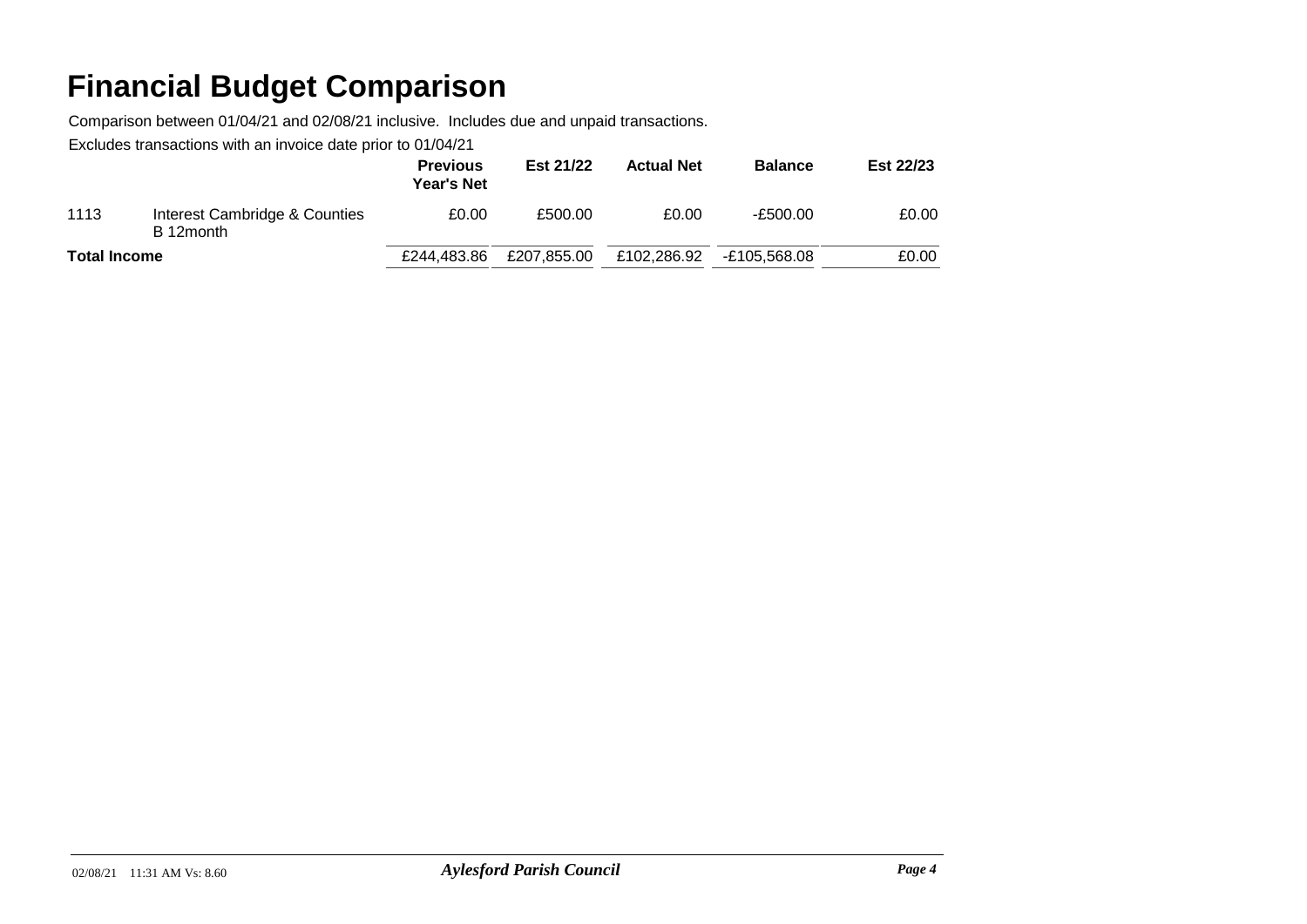# Financial Budget Comparison

Comparison between 01/04/21 and 02/08/21 inclusive. Includes due and unpaid transactions.

Excludes transactions with an invoice date prior to 01/04/21

| | | Previous Year's Net | Est 21/22 | Actual Net | Balance | Est 22/23 |
|---|---|---|---|---|---|---|
| 1113 | Interest Cambridge & Counties B 12month | £0.00 | £500.00 | £0.00 | -£500.00 | £0.00 |
| **Total Income** | | £244,483.86 | £207,855.00 | £102,286.92 | -£105,568.08 | £0.00 |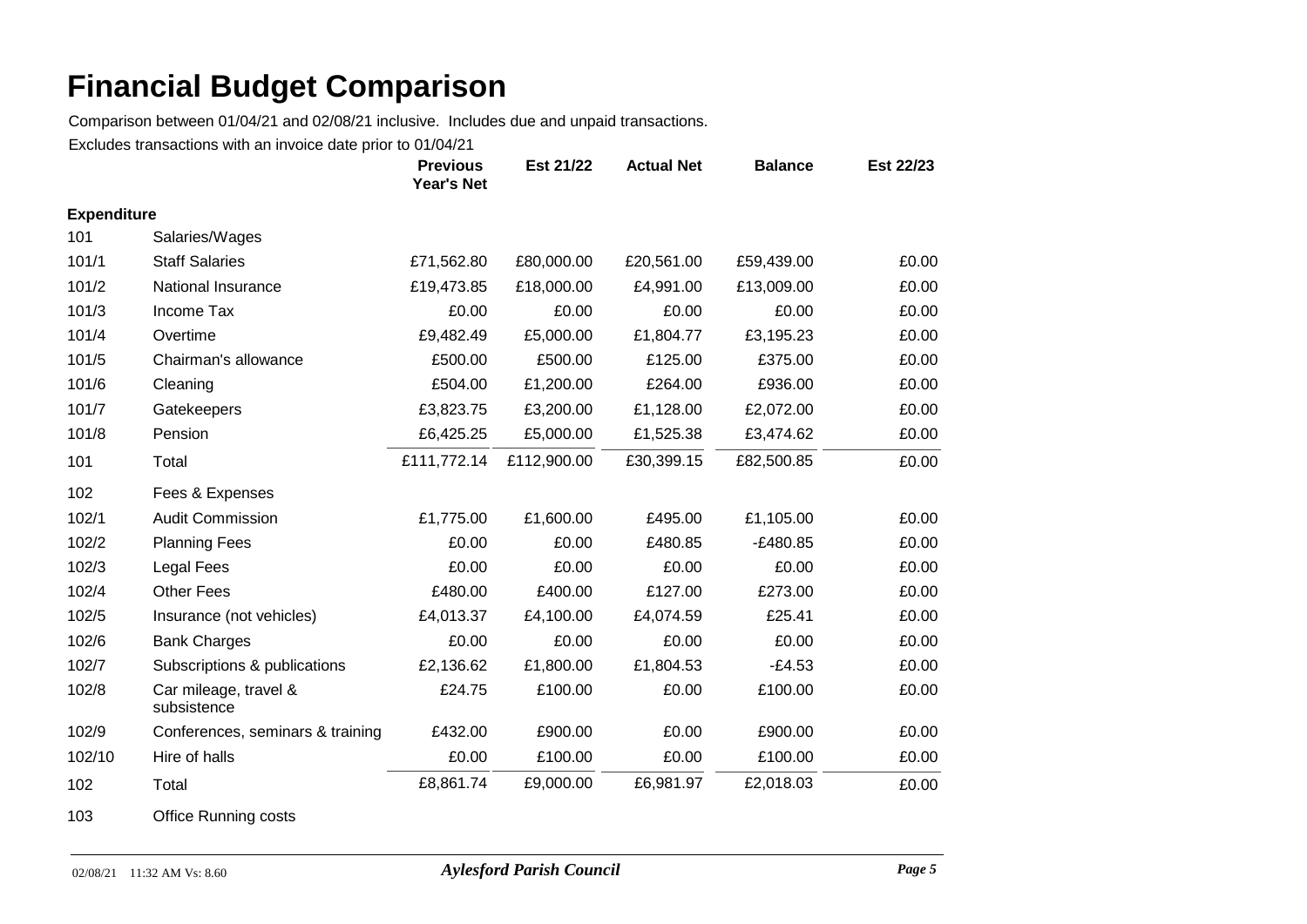# Financial Budget Comparison

Comparison between 01/04/21 and 02/08/21 inclusive. Includes due and unpaid transactions.

Excludes transactions with an invoice date prior to 01/04/21

| | | Previous Year's Net | Est 21/22 | Actual Net | Balance | Est 22/23 |
|---|---|---|---|---|---|---|
| **Expenditure** | | | | | | |
| 101 | Salaries/Wages | | | | | |
| 101/1 | Staff Salaries | £71,562.80 | £80,000.00 | £20,561.00 | £59,439.00 | £0.00 |
| 101/2 | National Insurance | £19,473.85 | £18,000.00 | £4,991.00 | £13,009.00 | £0.00 |
| 101/3 | Income Tax | £0.00 | £0.00 | £0.00 | £0.00 | £0.00 |
| 101/4 | Overtime | £9,482.49 | £5,000.00 | £1,804.77 | £3,195.23 | £0.00 |
| 101/5 | Chairman's allowance | £500.00 | £500.00 | £125.00 | £375.00 | £0.00 |
| 101/6 | Cleaning | £504.00 | £1,200.00 | £264.00 | £936.00 | £0.00 |
| 101/7 | Gatekeepers | £3,823.75 | £3,200.00 | £1,128.00 | £2,072.00 | £0.00 |
| 101/8 | Pension | £6,425.25 | £5,000.00 | £1,525.38 | £3,474.62 | £0.00 |
| 101 | Total | £111,772.14 | £112,900.00 | £30,399.15 | £82,500.85 | £0.00 |
| 102 | Fees & Expenses | | | | | |
| 102/1 | Audit Commission | £1,775.00 | £1,600.00 | £495.00 | £1,105.00 | £0.00 |
| 102/2 | Planning Fees | £0.00 | £0.00 | £480.85 | -£480.85 | £0.00 |
| 102/3 | Legal Fees | £0.00 | £0.00 | £0.00 | £0.00 | £0.00 |
| 102/4 | Other Fees | £480.00 | £400.00 | £127.00 | £273.00 | £0.00 |
| 102/5 | Insurance (not vehicles) | £4,013.37 | £4,100.00 | £4,074.59 | £25.41 | £0.00 |
| 102/6 | Bank Charges | £0.00 | £0.00 | £0.00 | £0.00 | £0.00 |
| 102/7 | Subscriptions & publications | £2,136.62 | £1,800.00 | £1,804.53 | -£4.53 | £0.00 |
| 102/8 | Car mileage, travel & subsistence | £24.75 | £100.00 | £0.00 | £100.00 | £0.00 |
| 102/9 | Conferences, seminars & training | £432.00 | £900.00 | £0.00 | £900.00 | £0.00 |
| 102/10 | Hire of halls | £0.00 | £100.00 | £0.00 | £100.00 | £0.00 |
| 102 | Total | £8,861.74 | £9,000.00 | £6,981.97 | £2,018.03 | £0.00 |
| 103 | Office Running costs | | | | | |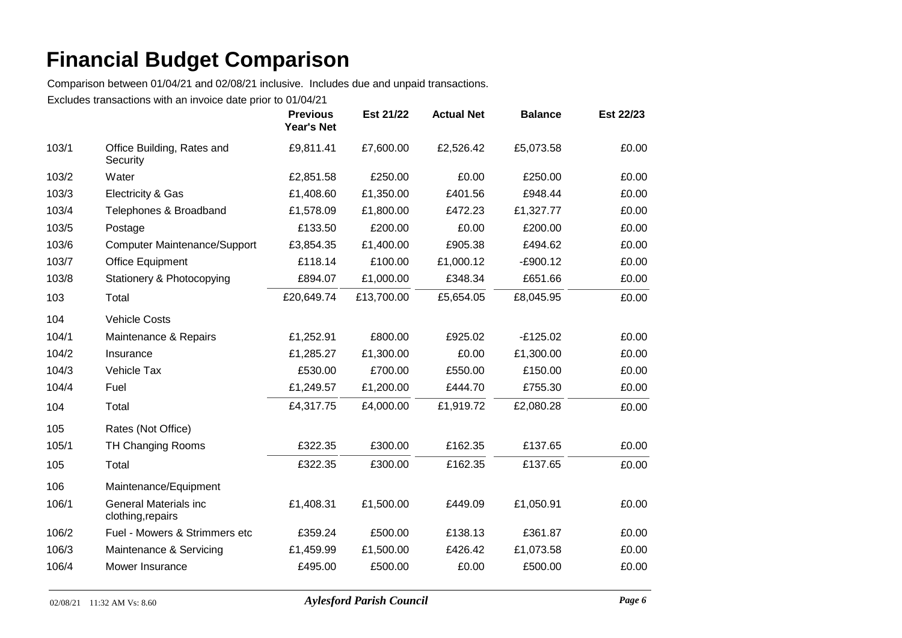# Financial Budget Comparison

Comparison between 01/04/21 and 02/08/21 inclusive. Includes due and unpaid transactions.

Excludes transactions with an invoice date prior to 01/04/21

| | | Previous Year's Net | Est 21/22 | Actual Net | Balance | Est 22/23 |
|---|---|---|---|---|---|---|
| 103/1 | Office Building, Rates and Security | £9,811.41 | £7,600.00 | £2,526.42 | £5,073.58 | £0.00 |
| 103/2 | Water | £2,851.58 | £250.00 | £0.00 | £250.00 | £0.00 |
| 103/3 | Electricity & Gas | £1,408.60 | £1,350.00 | £401.56 | £948.44 | £0.00 |
| 103/4 | Telephones & Broadband | £1,578.09 | £1,800.00 | £472.23 | £1,327.77 | £0.00 |
| 103/5 | Postage | £133.50 | £200.00 | £0.00 | £200.00 | £0.00 |
| 103/6 | Computer Maintenance/Support | £3,854.35 | £1,400.00 | £905.38 | £494.62 | £0.00 |
| 103/7 | Office Equipment | £118.14 | £100.00 | £1,000.12 | -£900.12 | £0.00 |
| 103/8 | Stationery & Photocopying | £894.07 | £1,000.00 | £348.34 | £651.66 | £0.00 |
| 103 | Total | £20,649.74 | £13,700.00 | £5,654.05 | £8,045.95 | £0.00 |
| 104 | Vehicle Costs | | | | | |
| 104/1 | Maintenance & Repairs | £1,252.91 | £800.00 | £925.02 | -£125.02 | £0.00 |
| 104/2 | Insurance | £1,285.27 | £1,300.00 | £0.00 | £1,300.00 | £0.00 |
| 104/3 | Vehicle Tax | £530.00 | £700.00 | £550.00 | £150.00 | £0.00 |
| 104/4 | Fuel | £1,249.57 | £1,200.00 | £444.70 | £755.30 | £0.00 |
| 104 | Total | £4,317.75 | £4,000.00 | £1,919.72 | £2,080.28 | £0.00 |
| 105 | Rates (Not Office) | | | | | |
| 105/1 | TH Changing Rooms | £322.35 | £300.00 | £162.35 | £137.65 | £0.00 |
| 105 | Total | £322.35 | £300.00 | £162.35 | £137.65 | £0.00 |
| 106 | Maintenance/Equipment | | | | | |
| 106/1 | General Materials inc clothing,repairs | £1,408.31 | £1,500.00 | £449.09 | £1,050.91 | £0.00 |
| 106/2 | Fuel - Mowers & Strimmers etc | £359.24 | £500.00 | £138.13 | £361.87 | £0.00 |
| 106/3 | Maintenance & Servicing | £1,459.99 | £1,500.00 | £426.42 | £1,073.58 | £0.00 |
| 106/4 | Mower Insurance | £495.00 | £500.00 | £0.00 | £500.00 | £0.00 |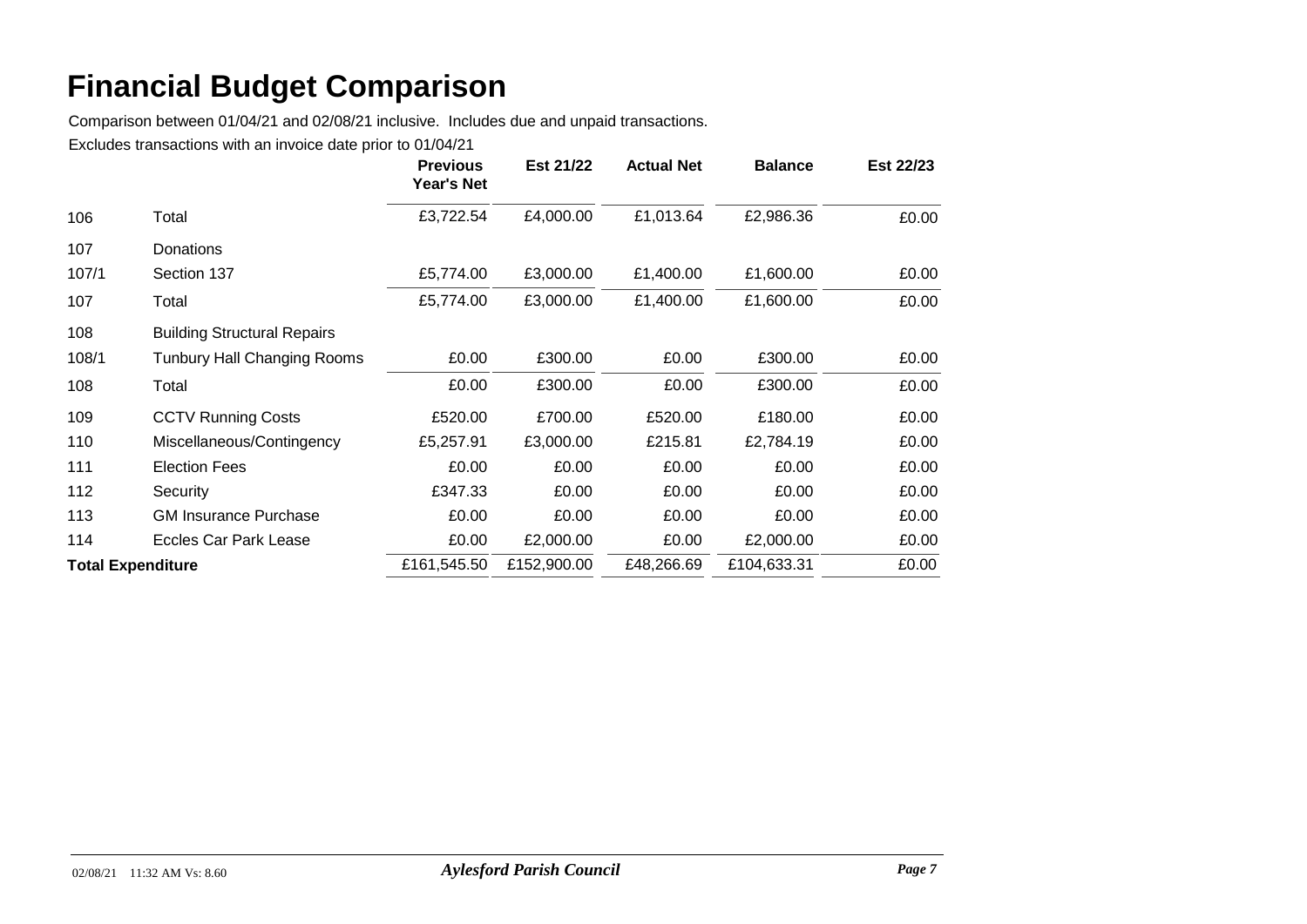# Financial Budget Comparison

Comparison between 01/04/21 and 02/08/21 inclusive. Includes due and unpaid transactions.

Excludes transactions with an invoice date prior to 01/04/21

| | | Previous Year's Net | Est 21/22 | Actual Net | Balance | Est 22/23 |
|---|---|---|---|---|---|---|
| 106 | Total | £3,722.54 | £4,000.00 | £1,013.64 | £2,986.36 | £0.00 |
| 107 | Donations | | | | | |
| 107/1 | Section 137 | £5,774.00 | £3,000.00 | £1,400.00 | £1,600.00 | £0.00 |
| 107 | Total | £5,774.00 | £3,000.00 | £1,400.00 | £1,600.00 | £0.00 |
| 108 | Building Structural Repairs | | | | | |
| 108/1 | Tunbury Hall Changing Rooms | £0.00 | £300.00 | £0.00 | £300.00 | £0.00 |
| 108 | Total | £0.00 | £300.00 | £0.00 | £300.00 | £0.00 |
| 109 | CCTV Running Costs | £520.00 | £700.00 | £520.00 | £180.00 | £0.00 |
| 110 | Miscellaneous/Contingency | £5,257.91 | £3,000.00 | £215.81 | £2,784.19 | £0.00 |
| 111 | Election Fees | £0.00 | £0.00 | £0.00 | £0.00 | £0.00 |
| 112 | Security | £347.33 | £0.00 | £0.00 | £0.00 | £0.00 |
| 113 | GM Insurance Purchase | £0.00 | £0.00 | £0.00 | £0.00 | £0.00 |
| 114 | Eccles Car Park Lease | £0.00 | £2,000.00 | £0.00 | £2,000.00 | £0.00 |
| **Total Expenditure** | | £161,545.50 | £152,900.00 | £48,266.69 | £104,633.31 | £0.00 |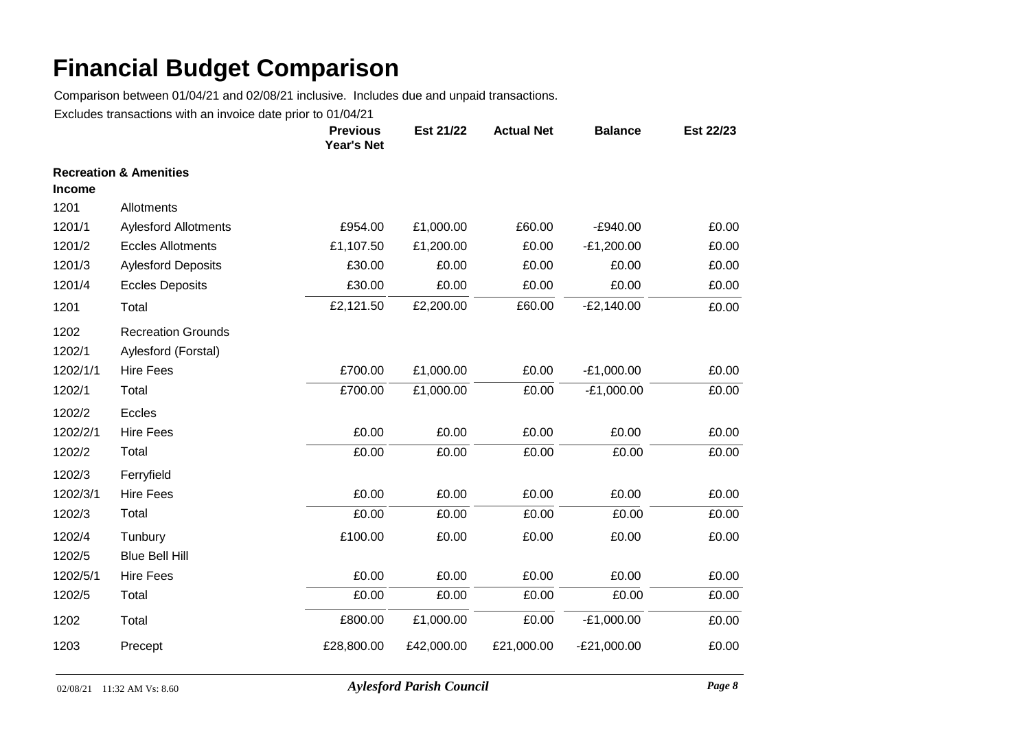# Financial Budget Comparison

Comparison between 01/04/21 and 02/08/21 inclusive. Includes due and unpaid transactions.

Excludes transactions with an invoice date prior to 01/04/21

| | | Previous Year's Net | Est 21/22 | Actual Net | Balance | Est 22/23 |
|---|---|---|---|---|---|---|
| **Recreation & Amenities** | | | | | | |
| **Income** | | | | | | |
| 1201 | Allotments | | | | | |
| 1201/1 | Aylesford Allotments | £954.00 | £1,000.00 | £60.00 | -£940.00 | £0.00 |
| 1201/2 | Eccles Allotments | £1,107.50 | £1,200.00 | £0.00 | -£1,200.00 | £0.00 |
| 1201/3 | Aylesford Deposits | £30.00 | £0.00 | £0.00 | £0.00 | £0.00 |
| 1201/4 | Eccles Deposits | £30.00 | £0.00 | £0.00 | £0.00 | £0.00 |
| 1201 | Total | £2,121.50 | £2,200.00 | £60.00 | -£2,140.00 | £0.00 |
| 1202 | Recreation Grounds | | | | | |
| 1202/1 | Aylesford (Forstal) | | | | | |
| 1202/1/1 | Hire Fees | £700.00 | £1,000.00 | £0.00 | -£1,000.00 | £0.00 |
| 1202/1 | Total | £700.00 | £1,000.00 | £0.00 | -£1,000.00 | £0.00 |
| 1202/2 | Eccles | | | | | |
| 1202/2/1 | Hire Fees | £0.00 | £0.00 | £0.00 | £0.00 | £0.00 |
| 1202/2 | Total | £0.00 | £0.00 | £0.00 | £0.00 | £0.00 |
| 1202/3 | Ferryfield | | | | | |
| 1202/3/1 | Hire Fees | £0.00 | £0.00 | £0.00 | £0.00 | £0.00 |
| 1202/3 | Total | £0.00 | £0.00 | £0.00 | £0.00 | £0.00 |
| 1202/4 | Tunbury | £100.00 | £0.00 | £0.00 | £0.00 | £0.00 |
| 1202/5 | Blue Bell Hill | | | | | |
| 1202/5/1 | Hire Fees | £0.00 | £0.00 | £0.00 | £0.00 | £0.00 |
| 1202/5 | Total | £0.00 | £0.00 | £0.00 | £0.00 | £0.00 |
| 1202 | Total | £800.00 | £1,000.00 | £0.00 | -£1,000.00 | £0.00 |
| 1203 | Precept | £28,800.00 | £42,000.00 | £21,000.00 | -£21,000.00 | £0.00 |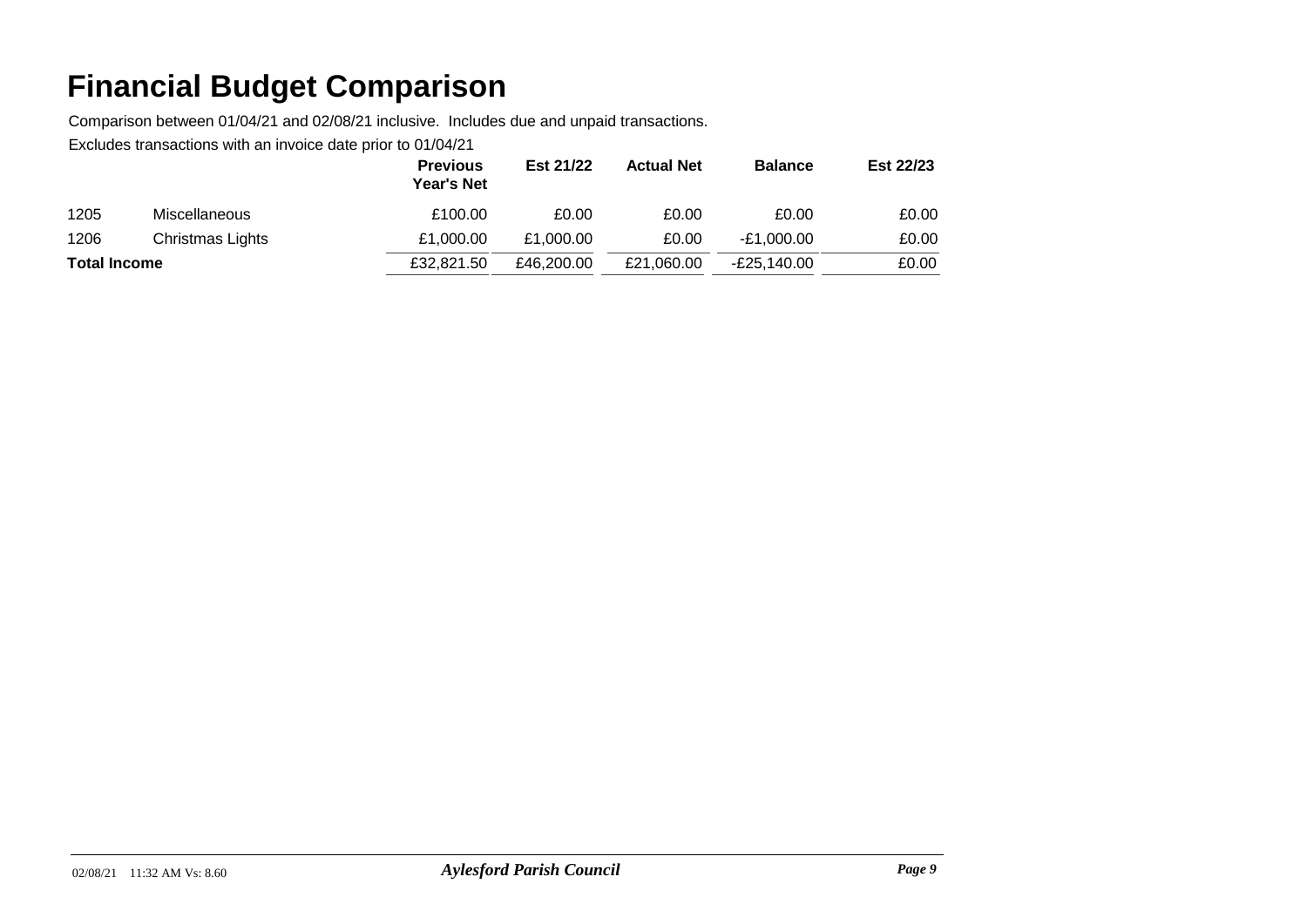# Financial Budget Comparison

Comparison between 01/04/21 and 02/08/21 inclusive. Includes due and unpaid transactions.

Excludes transactions with an invoice date prior to 01/04/21

| | | Previous Year's Net | Est 21/22 | Actual Net | Balance | Est 22/23 |
|---|---|---|---|---|---|---|
| 1205 | Miscellaneous | £100.00 | £0.00 | £0.00 | £0.00 | £0.00 |
| 1206 | Christmas Lights | £1,000.00 | £1,000.00 | £0.00 | -£1,000.00 | £0.00 |
| **Total Income** | | £32,821.50 | £46,200.00 | £21,060.00 | -£25,140.00 | £0.00 |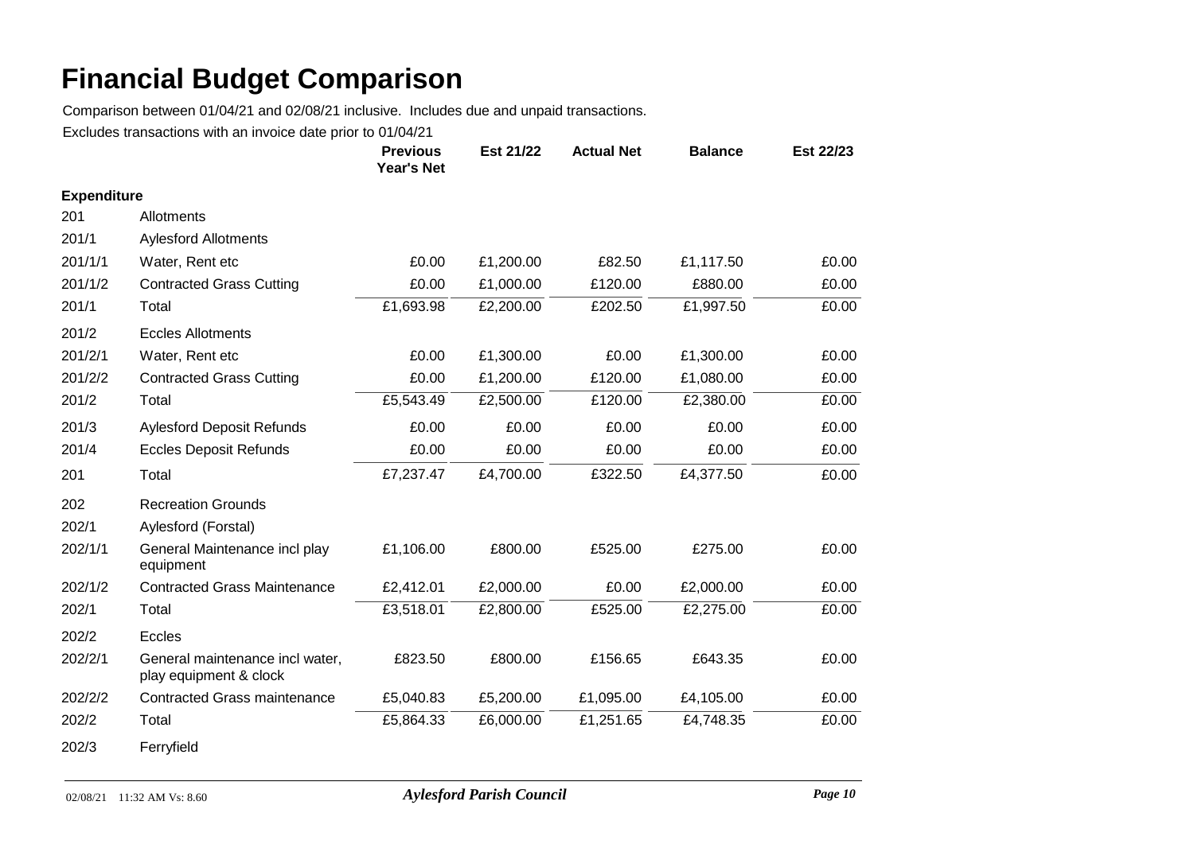# Financial Budget Comparison

Comparison between 01/04/21 and 02/08/21 inclusive. Includes due and unpaid transactions.

Excludes transactions with an invoice date prior to 01/04/21

| | | Previous Year's Net | Est 21/22 | Actual Net | Balance | Est 22/23 |
|---|---|---|---|---|---|---|
| **Expenditure** | | | | | | |
| 201 | Allotments | | | | | |
| 201/1 | Aylesford Allotments | | | | | |
| 201/1/1 | Water, Rent etc | £0.00 | £1,200.00 | £82.50 | £1,117.50 | £0.00 |
| 201/1/2 | Contracted Grass Cutting | £0.00 | £1,000.00 | £120.00 | £880.00 | £0.00 |
| 201/1 | Total | £1,693.98 | £2,200.00 | £202.50 | £1,997.50 | £0.00 |
| 201/2 | Eccles Allotments | | | | | |
| 201/2/1 | Water, Rent etc | £0.00 | £1,300.00 | £0.00 | £1,300.00 | £0.00 |
| 201/2/2 | Contracted Grass Cutting | £0.00 | £1,200.00 | £120.00 | £1,080.00 | £0.00 |
| 201/2 | Total | £5,543.49 | £2,500.00 | £120.00 | £2,380.00 | £0.00 |
| 201/3 | Aylesford Deposit Refunds | £0.00 | £0.00 | £0.00 | £0.00 | £0.00 |
| 201/4 | Eccles Deposit Refunds | £0.00 | £0.00 | £0.00 | £0.00 | £0.00 |
| 201 | Total | £7,237.47 | £4,700.00 | £322.50 | £4,377.50 | £0.00 |
| 202 | Recreation Grounds | | | | | |
| 202/1 | Aylesford (Forstal) | | | | | |
| 202/1/1 | General Maintenance incl play equipment | £1,106.00 | £800.00 | £525.00 | £275.00 | £0.00 |
| 202/1/2 | Contracted Grass Maintenance | £2,412.01 | £2,000.00 | £0.00 | £2,000.00 | £0.00 |
| 202/1 | Total | £3,518.01 | £2,800.00 | £525.00 | £2,275.00 | £0.00 |
| 202/2 | Eccles | | | | | |
| 202/2/1 | General maintenance incl water, play equipment & clock | £823.50 | £800.00 | £156.65 | £643.35 | £0.00 |
| 202/2/2 | Contracted Grass maintenance | £5,040.83 | £5,200.00 | £1,095.00 | £4,105.00 | £0.00 |
| 202/2 | Total | £5,864.33 | £6,000.00 | £1,251.65 | £4,748.35 | £0.00 |
| 202/3 | Ferryfield | | | | | |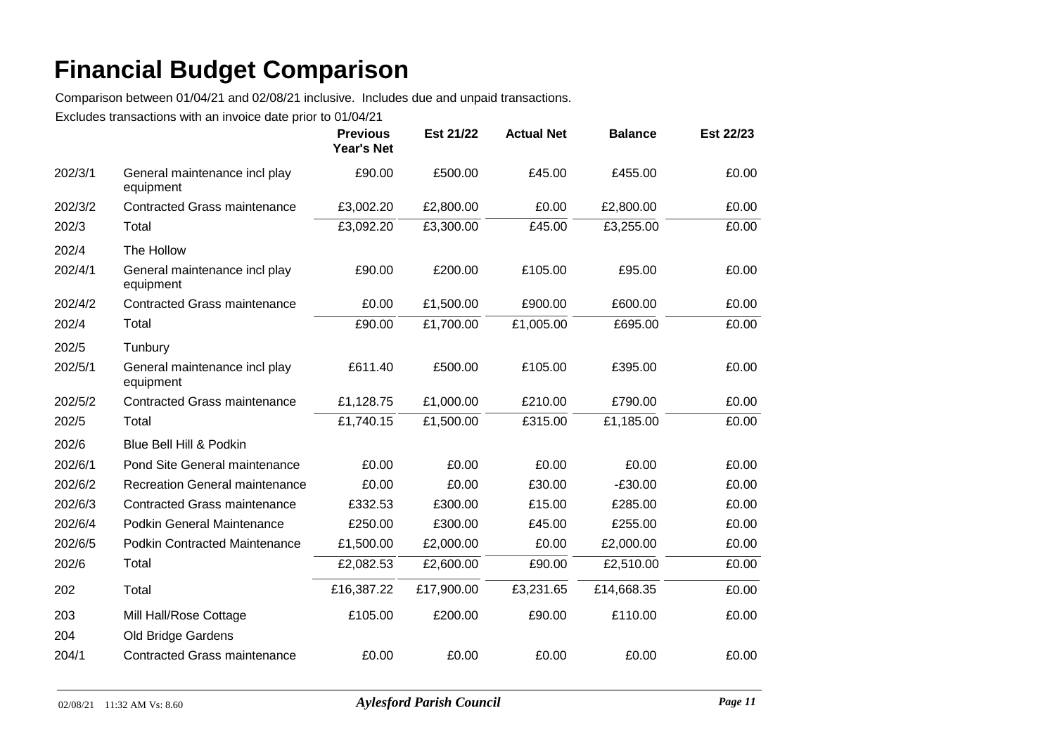# Financial Budget Comparison

Comparison between 01/04/21 and 02/08/21 inclusive. Includes due and unpaid transactions.

Excludes transactions with an invoice date prior to 01/04/21

| | | Previous Year's Net | Est 21/22 | Actual Net | Balance | Est 22/23 |
|---|---|---|---|---|---|---|
| 202/3/1 | General maintenance incl play equipment | £90.00 | £500.00 | £45.00 | £455.00 | £0.00 |
| 202/3/2 | Contracted Grass maintenance | £3,002.20 | £2,800.00 | £0.00 | £2,800.00 | £0.00 |
| 202/3 | Total | £3,092.20 | £3,300.00 | £45.00 | £3,255.00 | £0.00 |
| 202/4 | The Hollow | | | | | |
| 202/4/1 | General maintenance incl play equipment | £90.00 | £200.00 | £105.00 | £95.00 | £0.00 |
| 202/4/2 | Contracted Grass maintenance | £0.00 | £1,500.00 | £900.00 | £600.00 | £0.00 |
| 202/4 | Total | £90.00 | £1,700.00 | £1,005.00 | £695.00 | £0.00 |
| 202/5 | Tunbury | | | | | |
| 202/5/1 | General maintenance incl play equipment | £611.40 | £500.00 | £105.00 | £395.00 | £0.00 |
| 202/5/2 | Contracted Grass maintenance | £1,128.75 | £1,000.00 | £210.00 | £790.00 | £0.00 |
| 202/5 | Total | £1,740.15 | £1,500.00 | £315.00 | £1,185.00 | £0.00 |
| 202/6 | Blue Bell Hill & Podkin | | | | | |
| 202/6/1 | Pond Site General maintenance | £0.00 | £0.00 | £0.00 | £0.00 | £0.00 |
| 202/6/2 | Recreation General maintenance | £0.00 | £0.00 | £30.00 | -£30.00 | £0.00 |
| 202/6/3 | Contracted Grass maintenance | £332.53 | £300.00 | £15.00 | £285.00 | £0.00 |
| 202/6/4 | Podkin General Maintenance | £250.00 | £300.00 | £45.00 | £255.00 | £0.00 |
| 202/6/5 | Podkin Contracted Maintenance | £1,500.00 | £2,000.00 | £0.00 | £2,000.00 | £0.00 |
| 202/6 | Total | £2,082.53 | £2,600.00 | £90.00 | £2,510.00 | £0.00 |
| 202 | Total | £16,387.22 | £17,900.00 | £3,231.65 | £14,668.35 | £0.00 |
| 203 | Mill Hall/Rose Cottage | £105.00 | £200.00 | £90.00 | £110.00 | £0.00 |
| 204 | Old Bridge Gardens | | | | | |
| 204/1 | Contracted Grass maintenance | £0.00 | £0.00 | £0.00 | £0.00 | £0.00 |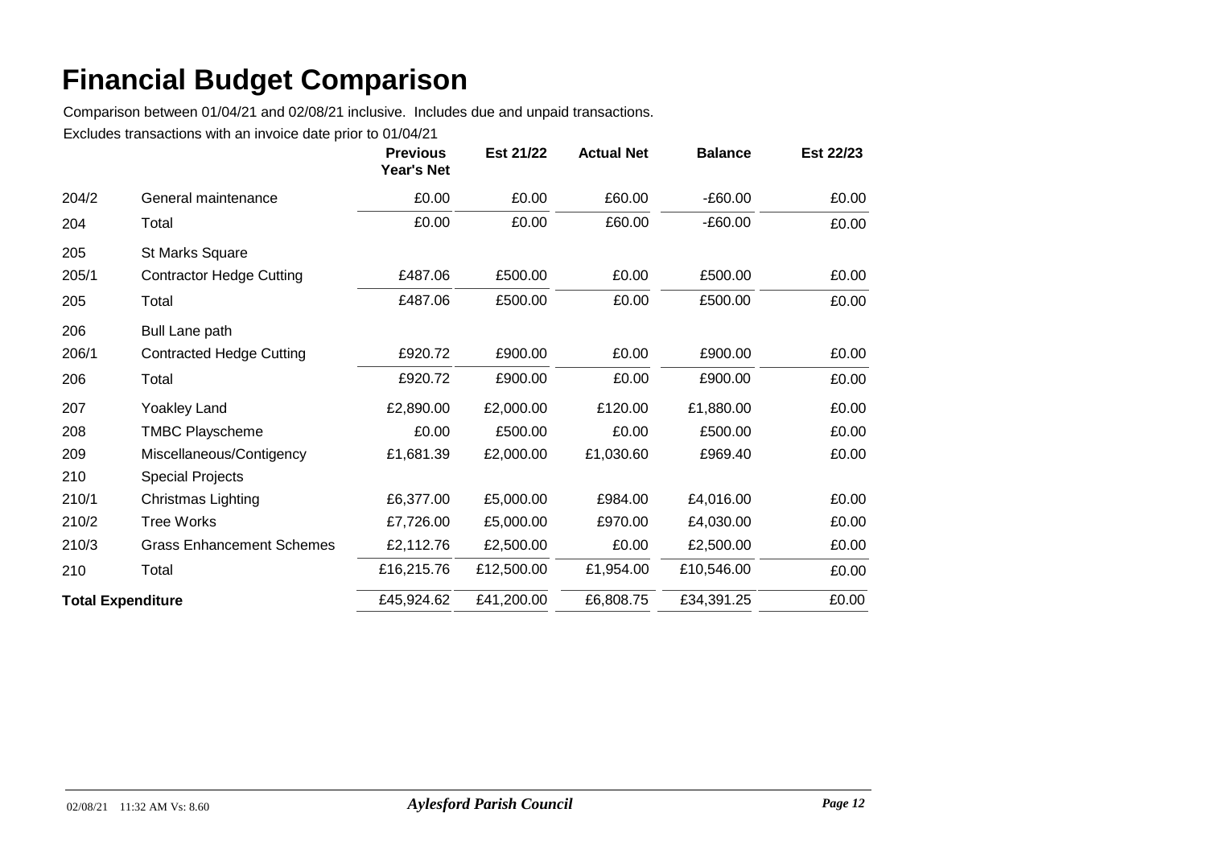# Financial Budget Comparison

Comparison between 01/04/21 and 02/08/21 inclusive. Includes due and unpaid transactions.

Excludes transactions with an invoice date prior to 01/04/21

| | | Previous Year's Net | Est 21/22 | Actual Net | Balance | Est 22/23 |
|---|---|---|---|---|---|---|
| 204/2 | General maintenance | £0.00 | £0.00 | £60.00 | -£60.00 | £0.00 |
| 204 | Total | £0.00 | £0.00 | £60.00 | -£60.00 | £0.00 |
| 205 | St Marks Square | | | | | |
| 205/1 | Contractor Hedge Cutting | £487.06 | £500.00 | £0.00 | £500.00 | £0.00 |
| 205 | Total | £487.06 | £500.00 | £0.00 | £500.00 | £0.00 |
| 206 | Bull Lane path | | | | | |
| 206/1 | Contracted Hedge Cutting | £920.72 | £900.00 | £0.00 | £900.00 | £0.00 |
| 206 | Total | £920.72 | £900.00 | £0.00 | £900.00 | £0.00 |
| 207 | Yoakley Land | £2,890.00 | £2,000.00 | £120.00 | £1,880.00 | £0.00 |
| 208 | TMBC Playscheme | £0.00 | £500.00 | £0.00 | £500.00 | £0.00 |
| 209 | Miscellaneous/Contigency | £1,681.39 | £2,000.00 | £1,030.60 | £969.40 | £0.00 |
| 210 | Special Projects | | | | | |
| 210/1 | Christmas Lighting | £6,377.00 | £5,000.00 | £984.00 | £4,016.00 | £0.00 |
| 210/2 | Tree Works | £7,726.00 | £5,000.00 | £970.00 | £4,030.00 | £0.00 |
| 210/3 | Grass Enhancement Schemes | £2,112.76 | £2,500.00 | £0.00 | £2,500.00 | £0.00 |
| 210 | Total | £16,215.76 | £12,500.00 | £1,954.00 | £10,546.00 | £0.00 |
| **Total Expenditure** | | £45,924.62 | £41,200.00 | £6,808.75 | £34,391.25 | £0.00 |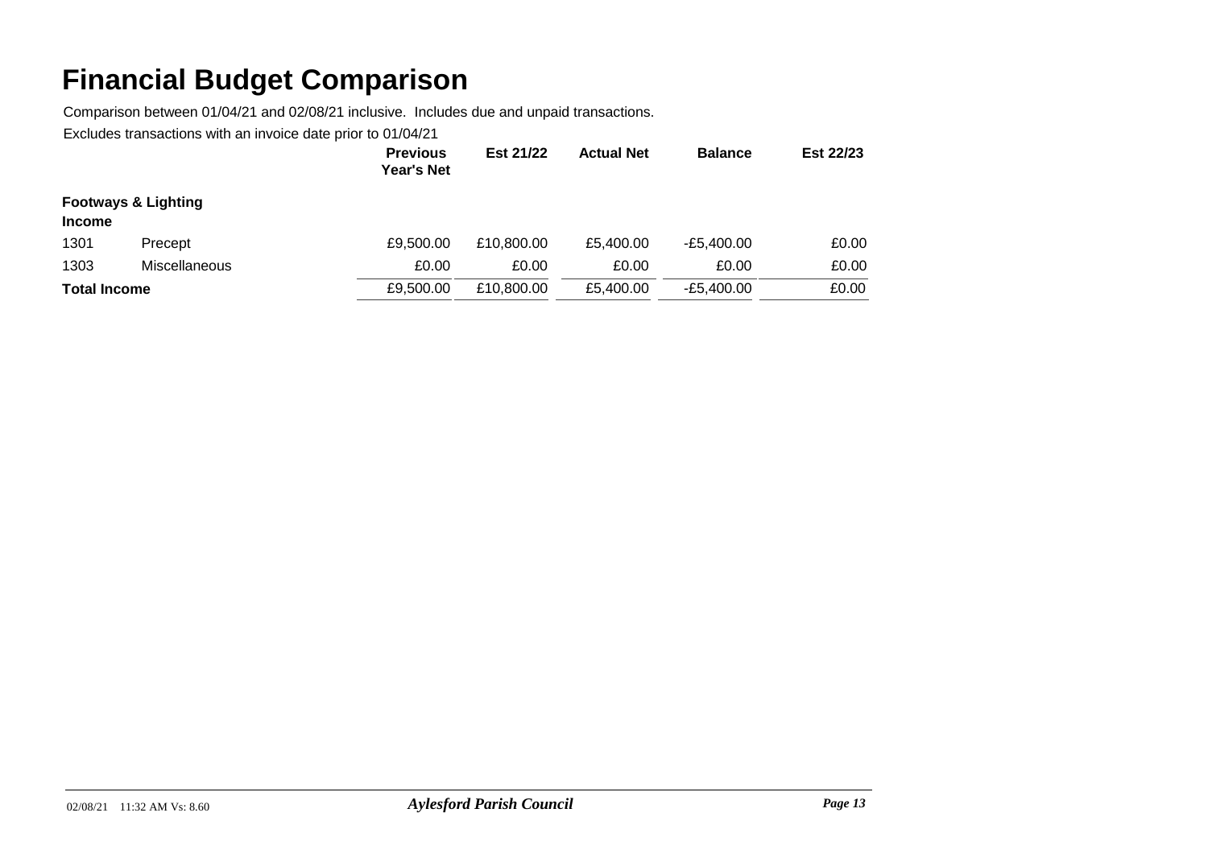# Financial Budget Comparison

Comparison between 01/04/21 and 02/08/21 inclusive. Includes due and unpaid transactions.

Excludes transactions with an invoice date prior to 01/04/21

| | | Previous Year's Net | Est 21/22 | Actual Net | Balance | Est 22/23 |
|---|---|---|---|---|---|---|
| **Footways & Lighting** | | | | | | |
| **Income** | | | | | | |
| 1301 | Precept | £9,500.00 | £10,800.00 | £5,400.00 | -£5,400.00 | £0.00 |
| 1303 | Miscellaneous | £0.00 | £0.00 | £0.00 | £0.00 | £0.00 |
| **Total Income** | | £9,500.00 | £10,800.00 | £5,400.00 | -£5,400.00 | £0.00 |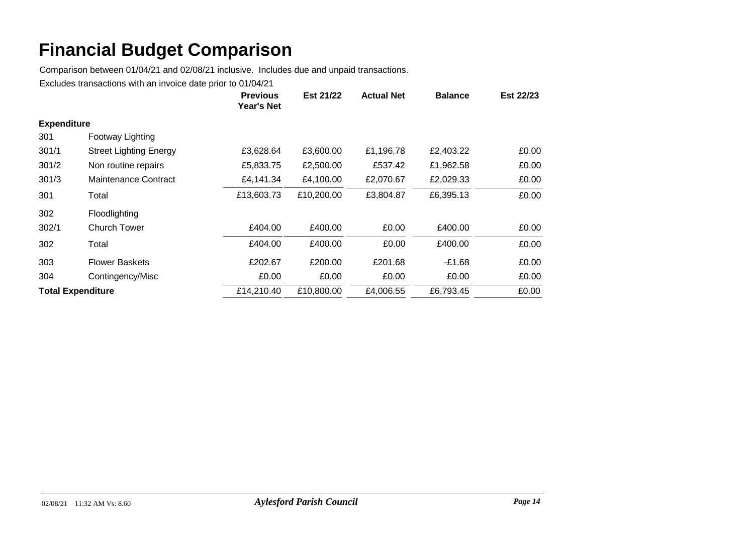# Financial Budget Comparison

Comparison between 01/04/21 and 02/08/21 inclusive. Includes due and unpaid transactions.

Excludes transactions with an invoice date prior to 01/04/21

| | | Previous Year's Net | Est 21/22 | Actual Net | Balance | Est 22/23 |
|---|---|---|---|---|---|---|
| **Expenditure** | | | | | | |
| 301 | Footway Lighting | | | | | |
| 301/1 | Street Lighting Energy | £3,628.64 | £3,600.00 | £1,196.78 | £2,403.22 | £0.00 |
| 301/2 | Non routine repairs | £5,833.75 | £2,500.00 | £537.42 | £1,962.58 | £0.00 |
| 301/3 | Maintenance Contract | £4,141.34 | £4,100.00 | £2,070.67 | £2,029.33 | £0.00 |
| 301 | Total | £13,603.73 | £10,200.00 | £3,804.87 | £6,395.13 | £0.00 |
| 302 | Floodlighting | | | | | |
| 302/1 | Church Tower | £404.00 | £400.00 | £0.00 | £400.00 | £0.00 |
| 302 | Total | £404.00 | £400.00 | £0.00 | £400.00 | £0.00 |
| 303 | Flower Baskets | £202.67 | £200.00 | £201.68 | -£1.68 | £0.00 |
| 304 | Contingency/Misc | £0.00 | £0.00 | £0.00 | £0.00 | £0.00 |
| **Total Expenditure** | | £14,210.40 | £10,800.00 | £4,006.55 | £6,793.45 | £0.00 |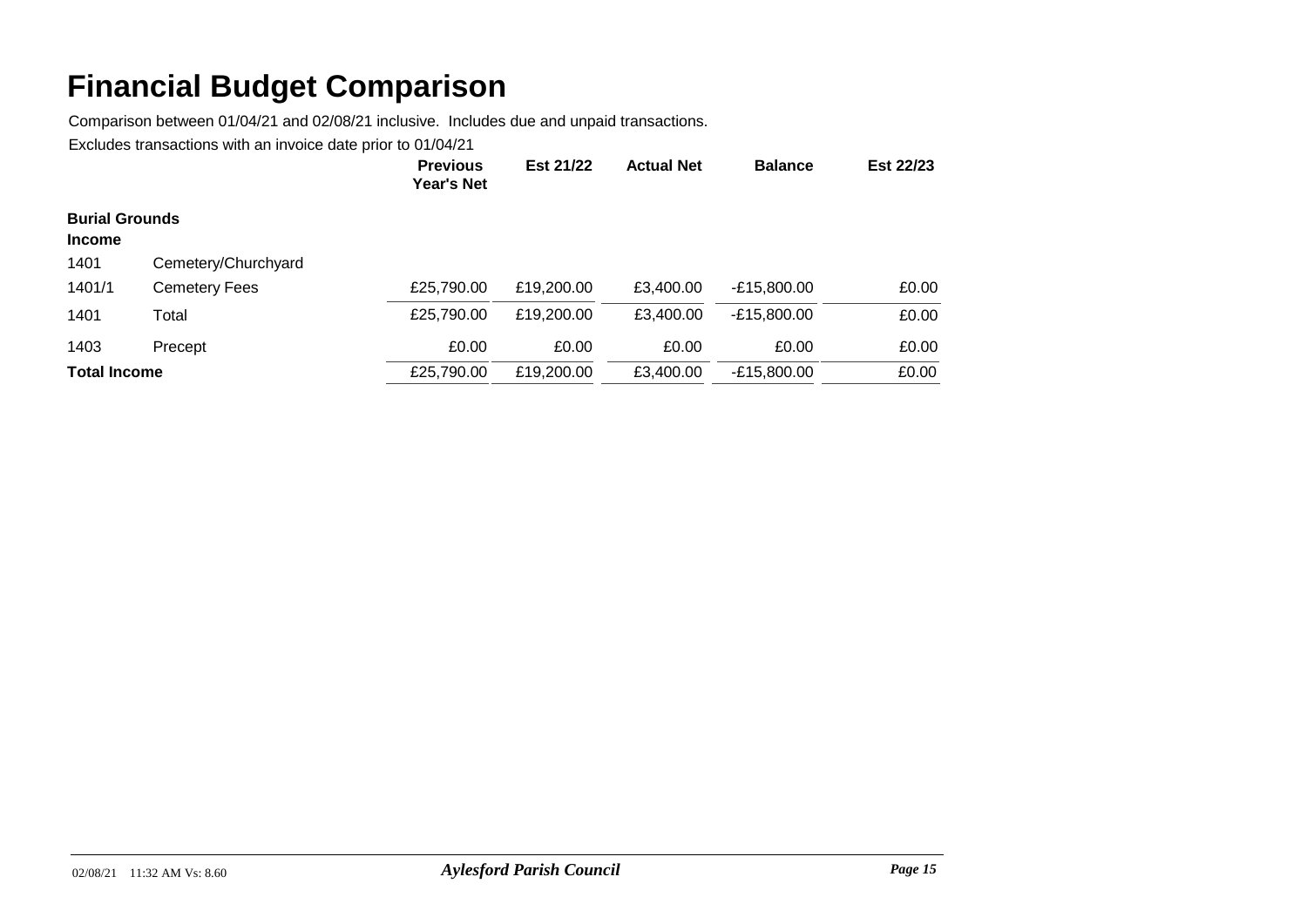# Financial Budget Comparison

Comparison between 01/04/21 and 02/08/21 inclusive. Includes due and unpaid transactions.

Excludes transactions with an invoice date prior to 01/04/21

| | | Previous Year's Net | Est 21/22 | Actual Net | Balance | Est 22/23 |
|---|---|---|---|---|---|---|
| **Burial Grounds** | | | | | | |
| **Income** | | | | | | |
| 1401 | Cemetery/Churchyard | | | | | |
| 1401/1 | Cemetery Fees | £25,790.00 | £19,200.00 | £3,400.00 | -£15,800.00 | £0.00 |
| 1401 | Total | £25,790.00 | £19,200.00 | £3,400.00 | -£15,800.00 | £0.00 |
| 1403 | Precept | £0.00 | £0.00 | £0.00 | £0.00 | £0.00 |
| **Total Income** | | £25,790.00 | £19,200.00 | £3,400.00 | -£15,800.00 | £0.00 |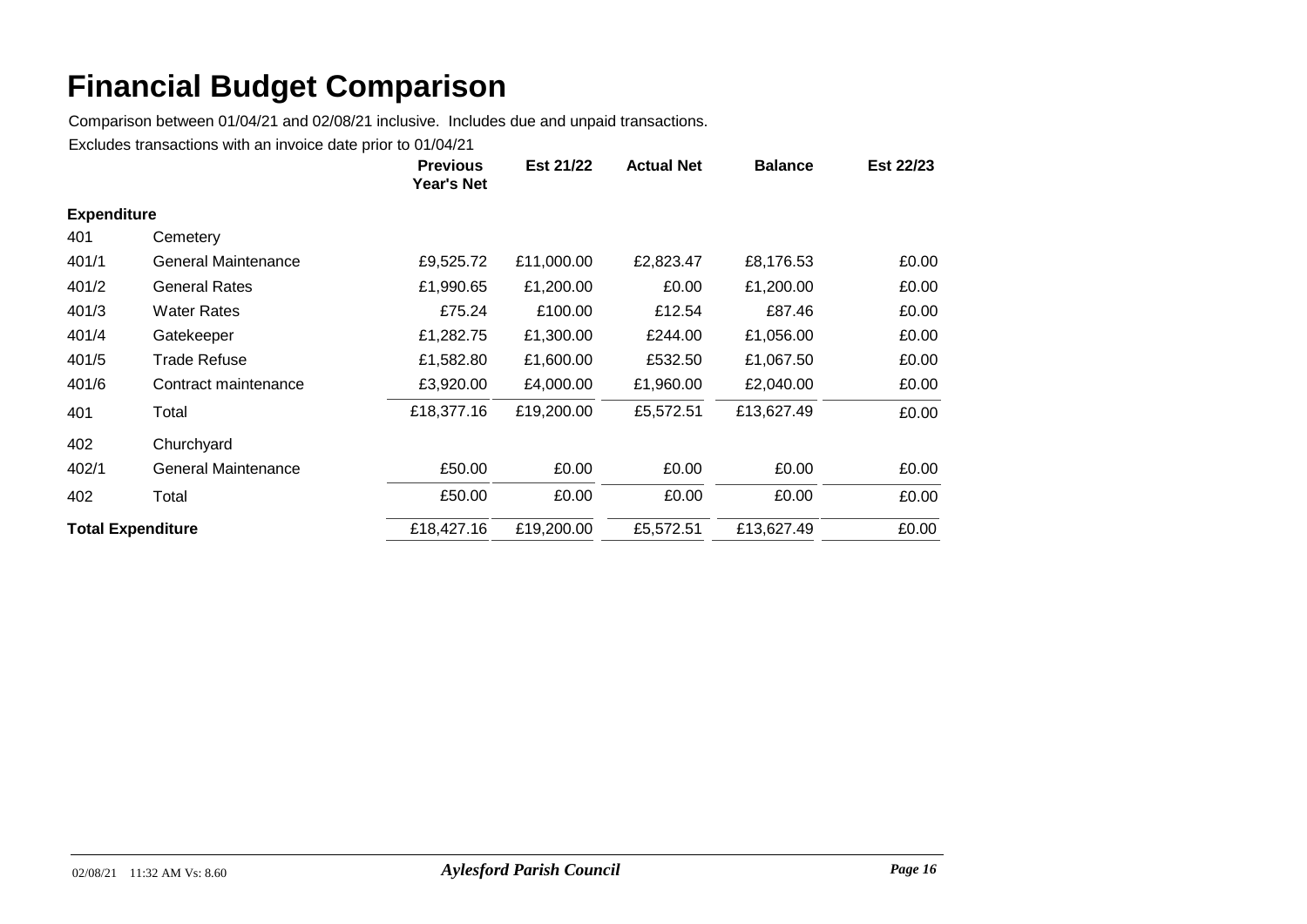# Financial Budget Comparison

Comparison between 01/04/21 and 02/08/21 inclusive. Includes due and unpaid transactions.

Excludes transactions with an invoice date prior to 01/04/21

| | | Previous Year's Net | Est 21/22 | Actual Net | Balance | Est 22/23 |
|---|---|---|---|---|---|---|
| **Expenditure** | | | | | | |
| 401 | Cemetery | | | | | |
| 401/1 | General Maintenance | £9,525.72 | £11,000.00 | £2,823.47 | £8,176.53 | £0.00 |
| 401/2 | General Rates | £1,990.65 | £1,200.00 | £0.00 | £1,200.00 | £0.00 |
| 401/3 | Water Rates | £75.24 | £100.00 | £12.54 | £87.46 | £0.00 |
| 401/4 | Gatekeeper | £1,282.75 | £1,300.00 | £244.00 | £1,056.00 | £0.00 |
| 401/5 | Trade Refuse | £1,582.80 | £1,600.00 | £532.50 | £1,067.50 | £0.00 |
| 401/6 | Contract maintenance | £3,920.00 | £4,000.00 | £1,960.00 | £2,040.00 | £0.00 |
| 401 | Total | £18,377.16 | £19,200.00 | £5,572.51 | £13,627.49 | £0.00 |
| 402 | Churchyard | | | | | |
| 402/1 | General Maintenance | £50.00 | £0.00 | £0.00 | £0.00 | £0.00 |
| 402 | Total | £50.00 | £0.00 | £0.00 | £0.00 | £0.00 |
| **Total Expenditure** | | £18,427.16 | £19,200.00 | £5,572.51 | £13,627.49 | £0.00 |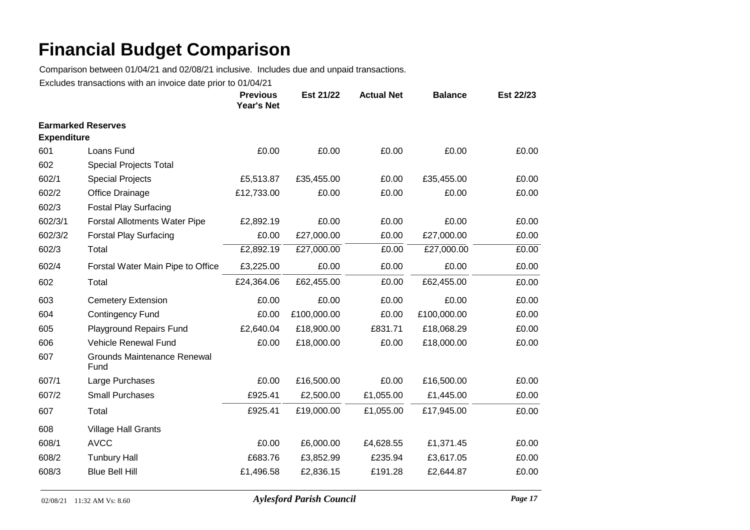# Financial Budget Comparison

Comparison between 01/04/21 and 02/08/21 inclusive. Includes due and unpaid transactions.

Excludes transactions with an invoice date prior to 01/04/21

| | | Previous Year's Net | Est 21/22 | Actual Net | Balance | Est 22/23 |
|---|---|---|---|---|---|---|
| **Earmarked Reserves** | | | | | | |
| **Expenditure** | | | | | | |
| 601 | Loans Fund | £0.00 | £0.00 | £0.00 | £0.00 | £0.00 |
| 602 | Special Projects Total | | | | | |
| 602/1 | Special Projects | £5,513.87 | £35,455.00 | £0.00 | £35,455.00 | £0.00 |
| 602/2 | Office Drainage | £12,733.00 | £0.00 | £0.00 | £0.00 | £0.00 |
| 602/3 | Fostal Play Surfacing | | | | | |
| 602/3/1 | Forstal Allotments Water Pipe | £2,892.19 | £0.00 | £0.00 | £0.00 | £0.00 |
| 602/3/2 | Forstal Play Surfacing | £0.00 | £27,000.00 | £0.00 | £27,000.00 | £0.00 |
| 602/3 | Total | £2,892.19 | £27,000.00 | £0.00 | £27,000.00 | £0.00 |
| 602/4 | Forstal Water Main Pipe to Office | £3,225.00 | £0.00 | £0.00 | £0.00 | £0.00 |
| 602 | Total | £24,364.06 | £62,455.00 | £0.00 | £62,455.00 | £0.00 |
| 603 | Cemetery Extension | £0.00 | £0.00 | £0.00 | £0.00 | £0.00 |
| 604 | Contingency Fund | £0.00 | £100,000.00 | £0.00 | £100,000.00 | £0.00 |
| 605 | Playground Repairs Fund | £2,640.04 | £18,900.00 | £831.71 | £18,068.29 | £0.00 |
| 606 | Vehicle Renewal Fund | £0.00 | £18,000.00 | £0.00 | £18,000.00 | £0.00 |
| 607 | Grounds Maintenance Renewal Fund | | | | | |
| 607/1 | Large Purchases | £0.00 | £16,500.00 | £0.00 | £16,500.00 | £0.00 |
| 607/2 | Small Purchases | £925.41 | £2,500.00 | £1,055.00 | £1,445.00 | £0.00 |
| 607 | Total | £925.41 | £19,000.00 | £1,055.00 | £17,945.00 | £0.00 |
| 608 | Village Hall Grants | | | | | |
| 608/1 | AVCC | £0.00 | £6,000.00 | £4,628.55 | £1,371.45 | £0.00 |
| 608/2 | Tunbury Hall | £683.76 | £3,852.99 | £235.94 | £3,617.05 | £0.00 |
| 608/3 | Blue Bell Hill | £1,496.58 | £2,836.15 | £191.28 | £2,644.87 | £0.00 |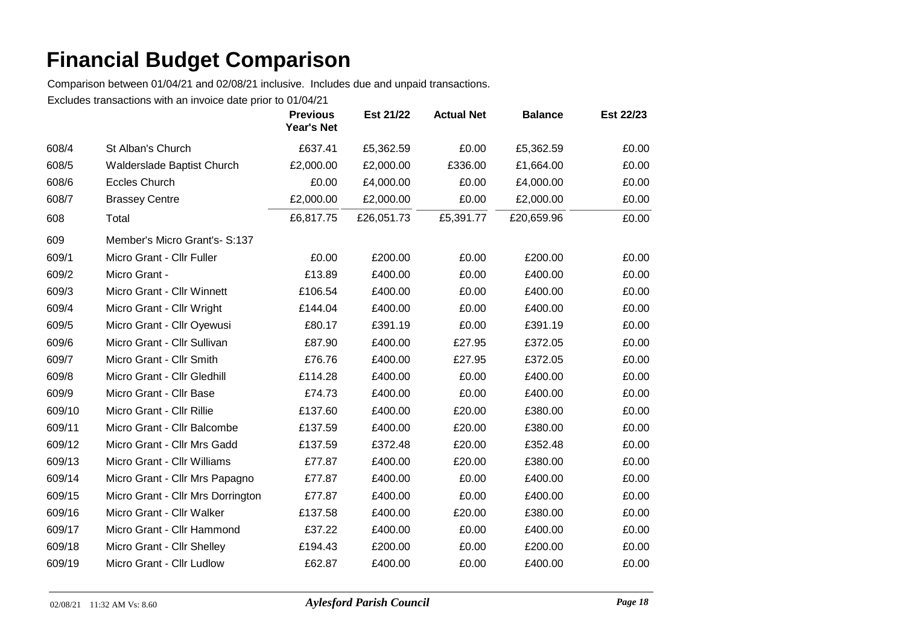# Financial Budget Comparison

Comparison between 01/04/21 and 02/08/21 inclusive. Includes due and unpaid transactions.

Excludes transactions with an invoice date prior to 01/04/21

| | | Previous Year's Net | Est 21/22 | Actual Net | Balance | Est 22/23 |
|---|---|---|---|---|---|---|
| 608/4 | St Alban's Church | £637.41 | £5,362.59 | £0.00 | £5,362.59 | £0.00 |
| 608/5 | Walderslade Baptist Church | £2,000.00 | £2,000.00 | £336.00 | £1,664.00 | £0.00 |
| 608/6 | Eccles Church | £0.00 | £4,000.00 | £0.00 | £4,000.00 | £0.00 |
| 608/7 | Brassey Centre | £2,000.00 | £2,000.00 | £0.00 | £2,000.00 | £0.00 |
| 608 | Total | £6,817.75 | £26,051.73 | £5,391.77 | £20,659.96 | £0.00 |
| 609 | Member's Micro Grant's- S:137 | | | | | |
| 609/1 | Micro Grant - Cllr Fuller | £0.00 | £200.00 | £0.00 | £200.00 | £0.00 |
| 609/2 | Micro Grant - | £13.89 | £400.00 | £0.00 | £400.00 | £0.00 |
| 609/3 | Micro Grant - Cllr Winnett | £106.54 | £400.00 | £0.00 | £400.00 | £0.00 |
| 609/4 | Micro Grant - Cllr Wright | £144.04 | £400.00 | £0.00 | £400.00 | £0.00 |
| 609/5 | Micro Grant - Cllr Oyewusi | £80.17 | £391.19 | £0.00 | £391.19 | £0.00 |
| 609/6 | Micro Grant - Cllr Sullivan | £87.90 | £400.00 | £27.95 | £372.05 | £0.00 |
| 609/7 | Micro Grant - Cllr Smith | £76.76 | £400.00 | £27.95 | £372.05 | £0.00 |
| 609/8 | Micro Grant - Cllr Gledhill | £114.28 | £400.00 | £0.00 | £400.00 | £0.00 |
| 609/9 | Micro Grant - Cllr Base | £74.73 | £400.00 | £0.00 | £400.00 | £0.00 |
| 609/10 | Micro Grant - Cllr Rillie | £137.60 | £400.00 | £20.00 | £380.00 | £0.00 |
| 609/11 | Micro Grant - Cllr Balcombe | £137.59 | £400.00 | £20.00 | £380.00 | £0.00 |
| 609/12 | Micro Grant - Cllr Mrs Gadd | £137.59 | £372.48 | £20.00 | £352.48 | £0.00 |
| 609/13 | Micro Grant - Cllr Williams | £77.87 | £400.00 | £20.00 | £380.00 | £0.00 |
| 609/14 | Micro Grant - Cllr Mrs Papagno | £77.87 | £400.00 | £0.00 | £400.00 | £0.00 |
| 609/15 | Micro Grant - Cllr Mrs Dorrington | £77.87 | £400.00 | £0.00 | £400.00 | £0.00 |
| 609/16 | Micro Grant - Cllr Walker | £137.58 | £400.00 | £20.00 | £380.00 | £0.00 |
| 609/17 | Micro Grant - Cllr Hammond | £37.22 | £400.00 | £0.00 | £400.00 | £0.00 |
| 609/18 | Micro Grant - Cllr Shelley | £194.43 | £200.00 | £0.00 | £200.00 | £0.00 |
| 609/19 | Micro Grant - Cllr Ludlow | £62.87 | £400.00 | £0.00 | £400.00 | £0.00 |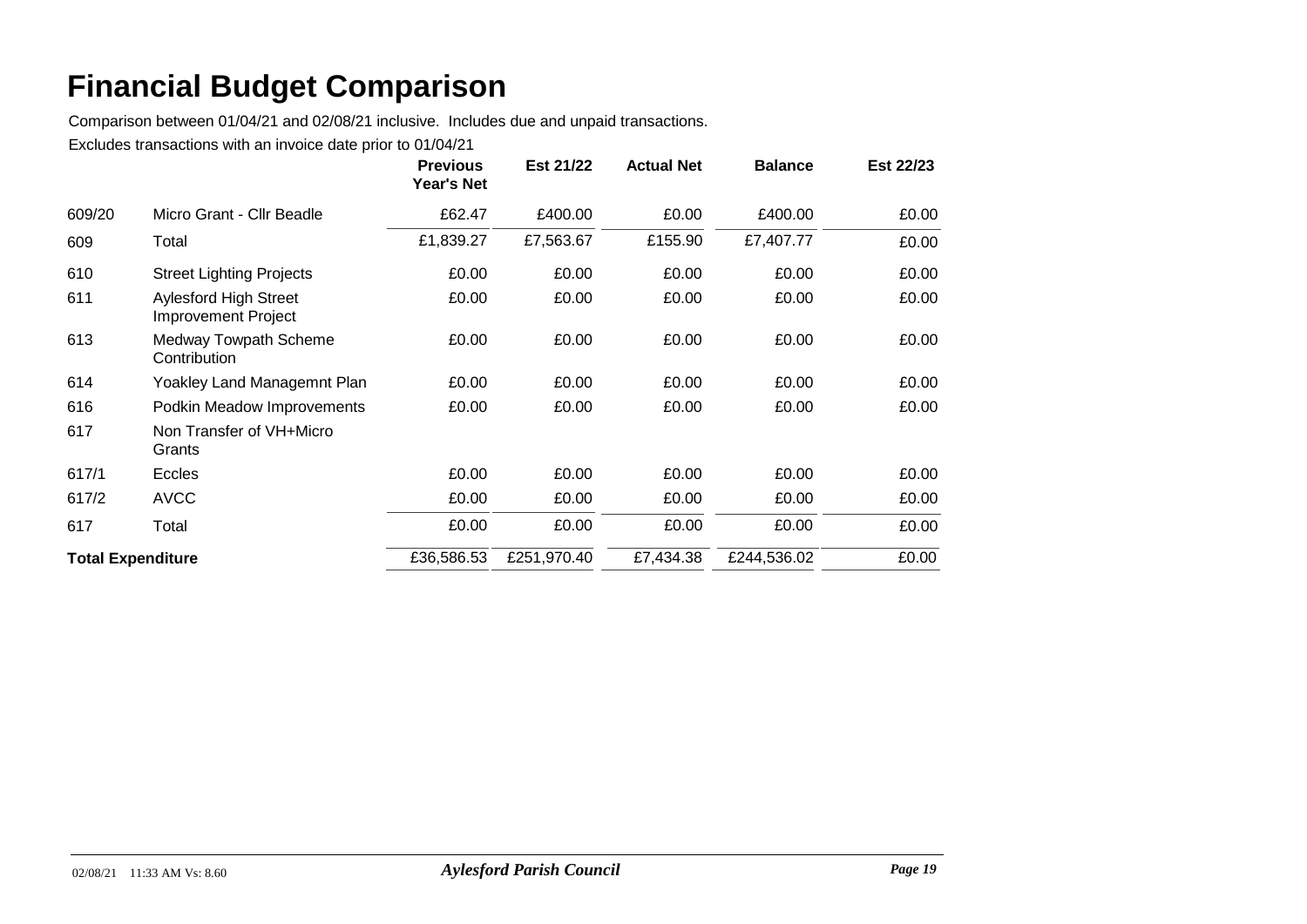# Financial Budget Comparison

Comparison between 01/04/21 and 02/08/21 inclusive. Includes due and unpaid transactions.

Excludes transactions with an invoice date prior to 01/04/21

| | | Previous Year's Net | Est 21/22 | Actual Net | Balance | Est 22/23 |
|---|---|---|---|---|---|---|
| 609/20 | Micro Grant - Cllr Beadle | £62.47 | £400.00 | £0.00 | £400.00 | £0.00 |
| 609 | Total | £1,839.27 | £7,563.67 | £155.90 | £7,407.77 | £0.00 |
| 610 | Street Lighting Projects | £0.00 | £0.00 | £0.00 | £0.00 | £0.00 |
| 611 | Aylesford High Street Improvement Project | £0.00 | £0.00 | £0.00 | £0.00 | £0.00 |
| 613 | Medway Towpath Scheme Contribution | £0.00 | £0.00 | £0.00 | £0.00 | £0.00 |
| 614 | Yoakley Land Managemnt Plan | £0.00 | £0.00 | £0.00 | £0.00 | £0.00 |
| 616 | Podkin Meadow Improvements | £0.00 | £0.00 | £0.00 | £0.00 | £0.00 |
| 617 | Non Transfer of VH+Micro Grants | | | | | |
| 617/1 | Eccles | £0.00 | £0.00 | £0.00 | £0.00 | £0.00 |
| 617/2 | AVCC | £0.00 | £0.00 | £0.00 | £0.00 | £0.00 |
| 617 | Total | £0.00 | £0.00 | £0.00 | £0.00 | £0.00 |
| **Total Expenditure** | | £36,586.53 | £251,970.40 | £7,434.38 | £244,536.02 | £0.00 |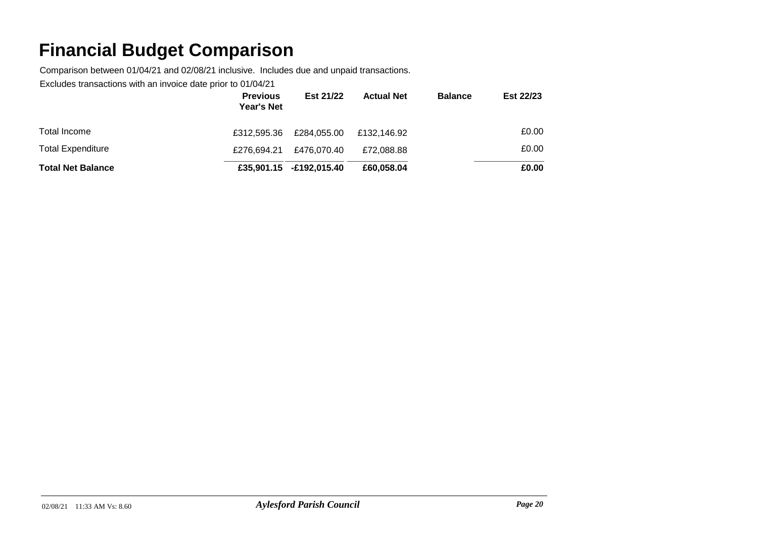# Financial Budget Comparison

Comparison between 01/04/21 and 02/08/21 inclusive. Includes due and unpaid transactions.

Excludes transactions with an invoice date prior to 01/04/21

| | Previous Year's Net | Est 21/22 | Actual Net | Balance | Est 22/23 |
|---|---|---|---|---|---|
| Total Income | £312,595.36 | £284,055.00 | £132,146.92 | | £0.00 |
| Total Expenditure | £276,694.21 | £476,070.40 | £72,088.88 | | £0.00 |
| **Total Net Balance** | **£35,901.15** | **-£192,015.40** | **£60,058.04** | | **£0.00** |